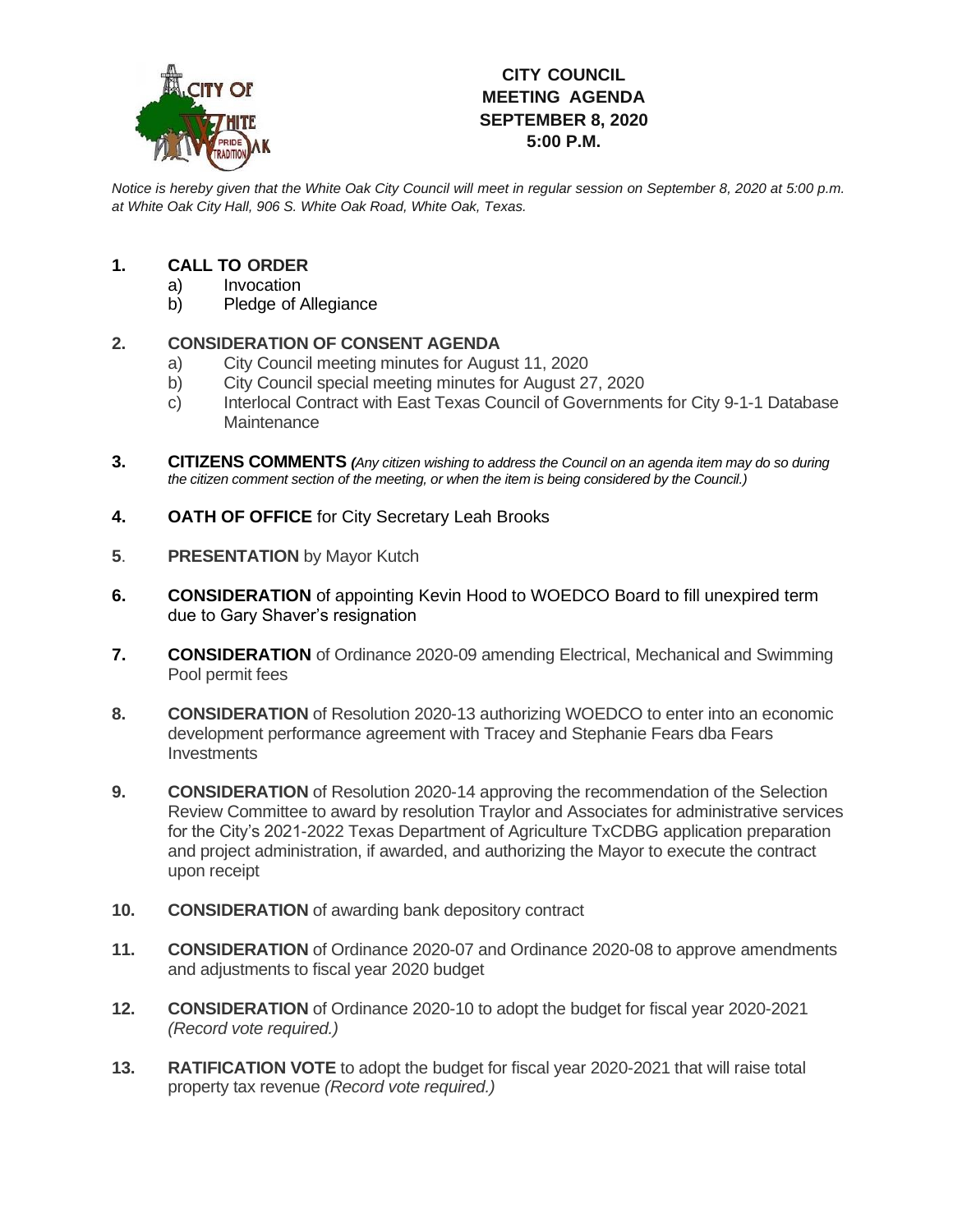# CITY COUNCIL MEETING AGENDA SEPTEMBER 8, 2020 5:00 P.M.

*Notice is hereby given that the White Oak City Council will meet in regular session on September 8, 2020 at 5:00 p.m. at White Oak City Hall, 906 S. White Oak Road, White Oak, Texas.*

**1. CALL TO ORDER**

a) Invocation

b) Pledge of Allegiance

**2. CONSIDERATION OF CONSENT AGENDA**

a) City Council meeting minutes for August 11, 2020

b) City Council special meeting minutes for August 27, 2020

c) Interlocal Contract with East Texas Council of Governments for City 9-1-1 Database Maintenance

**3. CITIZENS COMMENTS** *(Any citizen wishing to address the Council on an agenda item may do so during the citizen comment section of the meeting, or when the item is being considered by the Council.)*

**4. OATH OF OFFICE** for City Secretary Leah Brooks

**5. PRESENTATION** by Mayor Kutch

**6. CONSIDERATION** of appointing Kevin Hood to WOEDCO Board to fill unexpired term due to Gary Shaver's resignation

**7. CONSIDERATION** of Ordinance 2020-09 amending Electrical, Mechanical and Swimming Pool permit fees

**8. CONSIDERATION** of Resolution 2020-13 authorizing WOEDCO to enter into an economic development performance agreement with Tracey and Stephanie Fears dba Fears Investments

**9. CONSIDERATION** of Resolution 2020-14 approving the recommendation of the Selection Review Committee to award by resolution Traylor and Associates for administrative services for the City's 2021-2022 Texas Department of Agriculture TxCDBG application preparation and project administration, if awarded, and authorizing the Mayor to execute the contract upon receipt

**10. CONSIDERATION** of awarding bank depository contract

**11. CONSIDERATION** of Ordinance 2020-07 and Ordinance 2020-08 to approve amendments and adjustments to fiscal year 2020 budget

**12. CONSIDERATION** of Ordinance 2020-10 to adopt the budget for fiscal year 2020-2021 *(Record vote required.)*

**13. RATIFICATION VOTE** to adopt the budget for fiscal year 2020-2021 that will raise total property tax revenue *(Record vote required.)*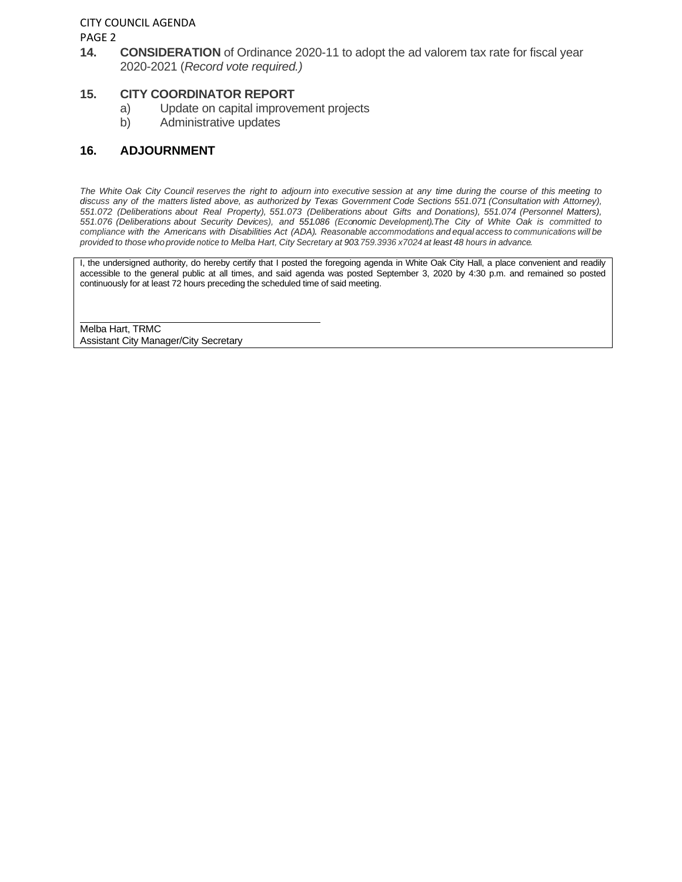**14.** **CONSIDERATION** of Ordinance 2020-11 to adopt the ad valorem tax rate for fiscal year 2020-2021 (*Record vote required.)*

**15.** **CITY COORDINATOR REPORT**

a) Update on capital improvement projects

b) Administrative updates

**16.** **ADJOURNMENT**

*The White Oak City Council reserves the right to adjourn into executive session at any time during the course of this meeting to discuss any of the matters listed above, as authorized by Texas Government Code Sections 551.071 (Consultation with Attorney), 551.072 (Deliberations about Real Property), 551.073 (Deliberations about Gifts and Donations), 551.074 (Personnel Matters), 551.076 (Deliberations about Security Devices), and 551.086 (Economic Development).The City of White Oak is committed to compliance with the Americans with Disabilities Act (ADA). Reasonable accommodations and equal access to communications will be provided to those who provide notice to Melba Hart, City Secretary at 903.759.3936 x7024 at least 48 hours in advance.*

I, the undersigned authority, do hereby certify that I posted the foregoing agenda in White Oak City Hall, a place convenient and readily accessible to the general public at all times, and said agenda was posted September 3, 2020 by 4:30 p.m. and remained so posted continuously for at least 72 hours preceding the scheduled time of said meeting.

\_\_\_\_\_\_\_\_\_\_\_\_\_\_\_\_\_\_\_\_\_\_\_\_\_\_\_\_\_\_\_\_\_\_\_\_\_\_\_\_

Melba Hart, TRMC

Assistant City Manager/City Secretary